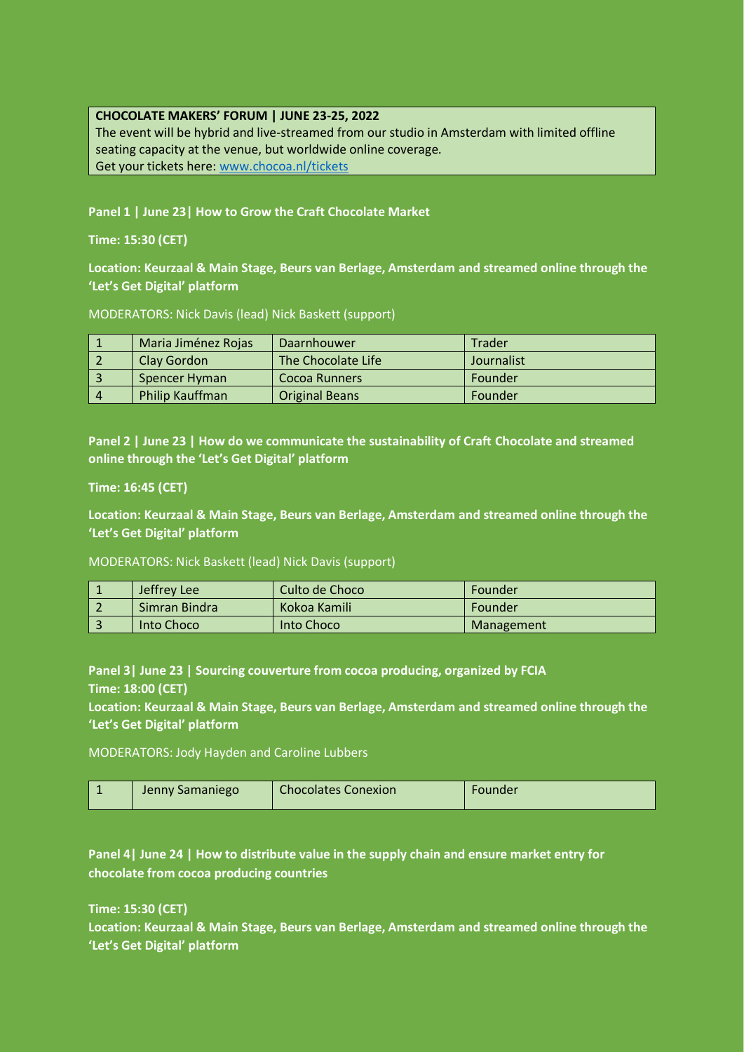**CHOCOLATE MAKERS' FORUM | JUNE 23-25, 2022**
The event will be hybrid and live-streamed from our studio in Amsterdam with limited offline seating capacity at the venue, but worldwide online coverage.
Get your tickets here: www.chocoa.nl/tickets

**Panel 1 | June 23| How to Grow the Craft Chocolate Market**

**Time: 15:30 (CET)**

**Location: Keurzaal & Main Stage, Beurs van Berlage, Amsterdam and streamed online through the 'Let's Get Digital' platform**

MODERATORS: Nick Davis (lead) Nick Baskett (support)

| | | | |
|---|---|---|---|
| 1 | Maria Jiménez Rojas | Daarnhouwer | Trader |
| 2 | Clay Gordon | The Chocolate Life | Journalist |
| 3 | Spencer Hyman | Cocoa Runners | Founder |
| 4 | Philip Kauffman | Original Beans | Founder |

**Panel 2 | June 23 | How do we communicate the sustainability of Craft Chocolate and streamed online through the 'Let's Get Digital' platform**

**Time: 16:45 (CET)**

**Location: Keurzaal & Main Stage, Beurs van Berlage, Amsterdam and streamed online through the 'Let's Get Digital' platform**

MODERATORS: Nick Baskett (lead) Nick Davis (support)

| | | | |
|---|---|---|---|
| 1 | Jeffrey Lee | Culto de Choco | Founder |
| 2 | Simran Bindra | Kokoa Kamili | Founder |
| 3 | Into Choco | Into Choco | Management |

**Panel 3| June 23 | Sourcing couverture from cocoa producing, organized by FCIA**
**Time: 18:00 (CET)**
**Location: Keurzaal & Main Stage, Beurs van Berlage, Amsterdam and streamed online through the 'Let's Get Digital' platform**

MODERATORS: Jody Hayden and Caroline Lubbers

| | | | |
|---|---|---|---|
| 1 | Jenny Samaniego | Chocolates Conexion | Founder |

**Panel 4| June 24 | How to distribute value in the supply chain and ensure market entry for chocolate from cocoa producing countries**

**Time: 15:30 (CET)**
**Location: Keurzaal & Main Stage, Beurs van Berlage, Amsterdam and streamed online through the 'Let's Get Digital' platform**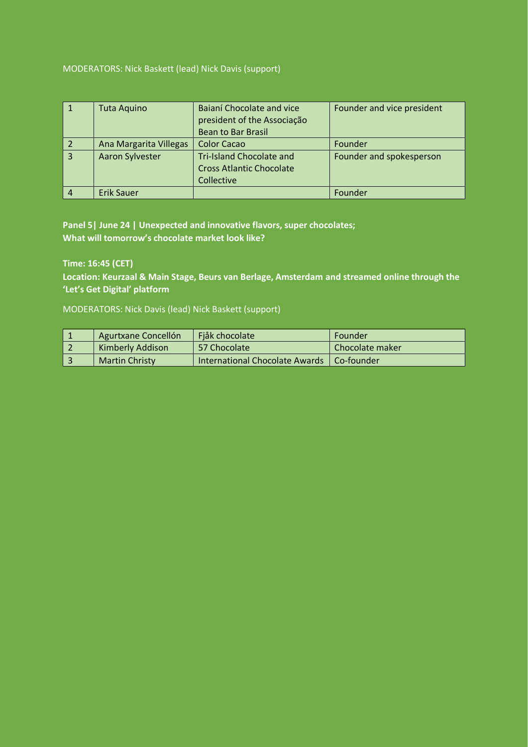MODERATORS: Nick Baskett (lead) Nick Davis (support)

| 1 | Tuta Aquino | Baianí Chocolate and vice president of the Associação Bean to Bar Brasil | Founder and vice president |
|---|---|---|---|
| 2 | Ana Margarita Villegas | Color Cacao | Founder |
| 3 | Aaron Sylvester | Tri-Island Chocolate and Cross Atlantic Chocolate Collective | Founder and spokesperson |
| 4 | Erik Sauer | | Founder |

**Panel 5| June 24 | Unexpected and innovative flavors, super chocolates; What will tomorrow's chocolate market look like?**

**Time: 16:45 (CET)**

**Location: Keurzaal & Main Stage, Beurs van Berlage, Amsterdam and streamed online through the 'Let's Get Digital' platform**

MODERATORS: Nick Davis (lead) Nick Baskett (support)

| 1 | Agurtxane Concellón | Fjåk chocolate | Founder |
|---|---|---|---|
| 2 | Kimberly Addison | 57 Chocolate | Chocolate maker |
| 3 | Martin Christy | International Chocolate Awards | Co-founder |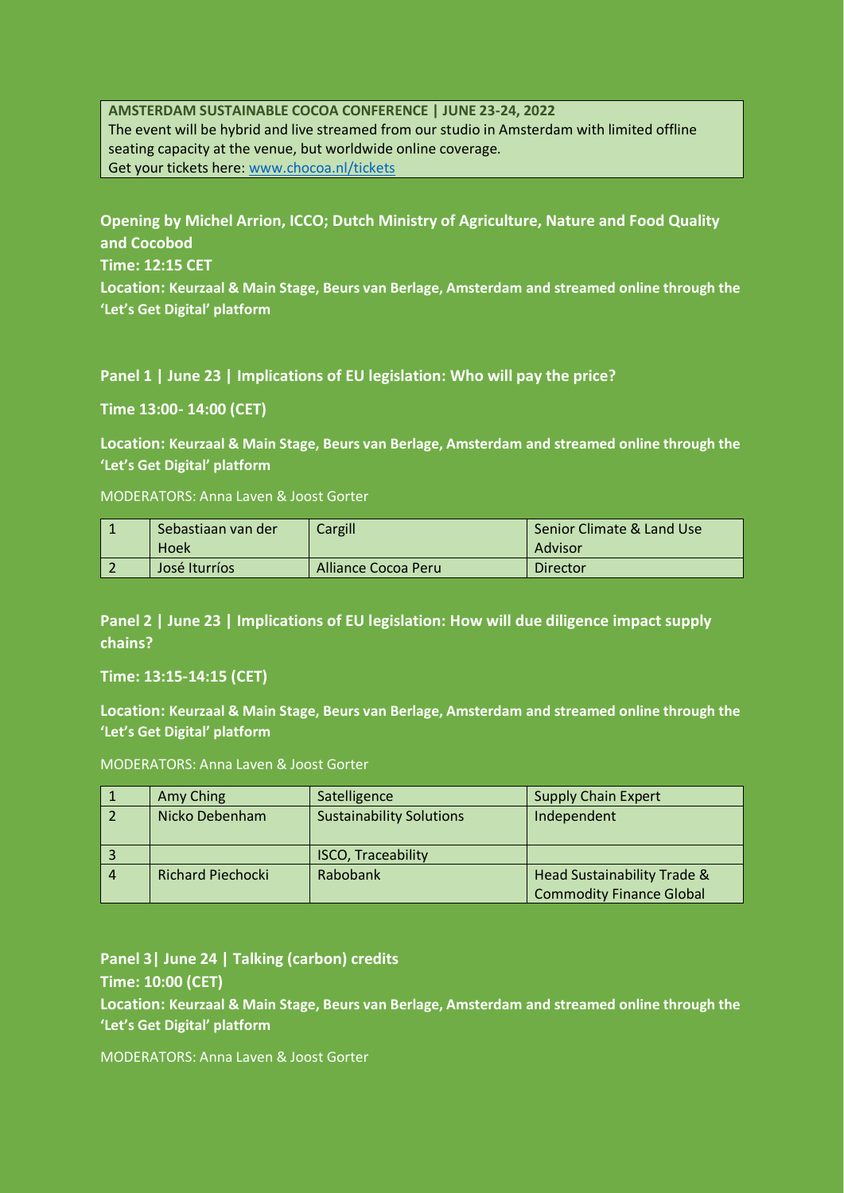**AMSTERDAM SUSTAINABLE COCOA CONFERENCE | JUNE 23-24, 2022**
The event will be hybrid and live streamed from our studio in Amsterdam with limited offline seating capacity at the venue, but worldwide online coverage.
Get your tickets here: www.chocoa.nl/tickets

**Opening by Michel Arrion, ICCO; Dutch Ministry of Agriculture, Nature and Food Quality and Cocobod**

**Time: 12:15 CET**

**Location: Keurzaal & Main Stage, Beurs van Berlage, Amsterdam and streamed online through the 'Let's Get Digital' platform**

## Panel 1 | June 23 | Implications of EU legislation: Who will pay the price?

**Time 13:00- 14:00 (CET)**

**Location: Keurzaal & Main Stage, Beurs van Berlage, Amsterdam and streamed online through the 'Let's Get Digital' platform**

MODERATORS: Anna Laven & Joost Gorter

| | | | |
|---|---|---|---|
| 1 | Sebastiaan van der Hoek | Cargill | Senior Climate & Land Use Advisor |
| 2 | José Iturríos | Alliance Cocoa Peru | Director |

## Panel 2 | June 23 | Implications of EU legislation: How will due diligence impact supply chains?

**Time: 13:15-14:15 (CET)**

**Location: Keurzaal & Main Stage, Beurs van Berlage, Amsterdam and streamed online through the 'Let's Get Digital' platform**

MODERATORS: Anna Laven & Joost Gorter

| | | | |
|---|---|---|---|
| 1 | Amy Ching | Satelligence | Supply Chain Expert |
| 2 | Nicko Debenham | Sustainability Solutions | Independent |
| 3 | | ISCO, Traceability | |
| 4 | Richard Piechocki | Rabobank | Head Sustainability Trade & Commodity Finance Global |

## Panel 3| June 24 | Talking (carbon) credits

**Time: 10:00 (CET)**

**Location: Keurzaal & Main Stage, Beurs van Berlage, Amsterdam and streamed online through the 'Let's Get Digital' platform**

MODERATORS: Anna Laven & Joost Gorter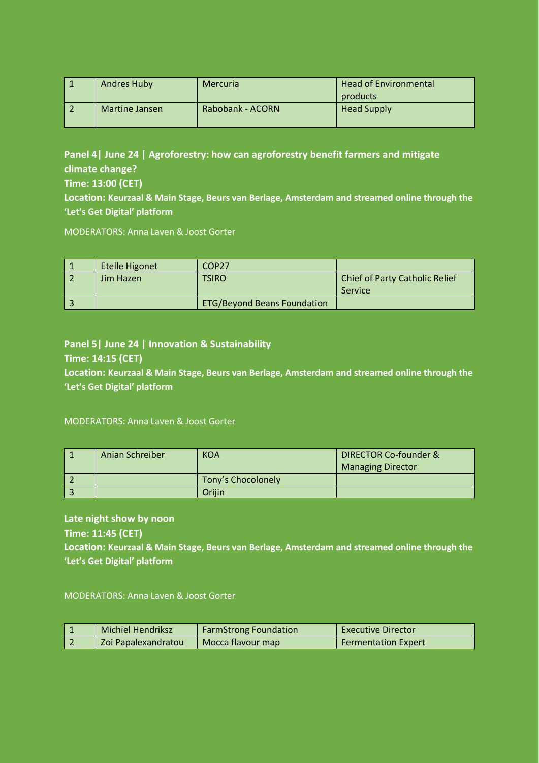| 1 | Andres Huby | Mercuria | Head of Environmental products |
|---|---|---|---|
| 2 | Martine Jansen | Rabobank - ACORN | Head Supply |

**Panel 4| June 24 | Agroforestry: how can agroforestry benefit farmers and mitigate climate change?**

**Time: 13:00 (CET)**

**Location: Keurzaal & Main Stage, Beurs van Berlage, Amsterdam and streamed online through the 'Let's Get Digital' platform**

MODERATORS: Anna Laven & Joost Gorter

| 1 | Etelle Higonet | COP27 | |
|---|---|---|---|
| 2 | Jim Hazen | TSIRO | Chief of Party Catholic Relief Service |
| 3 | | ETG/Beyond Beans Foundation | |

**Panel 5| June 24 | Innovation & Sustainability**

**Time: 14:15 (CET)**

**Location: Keurzaal & Main Stage, Beurs van Berlage, Amsterdam and streamed online through the 'Let's Get Digital' platform**

MODERATORS: Anna Laven & Joost Gorter

| 1 | Anian Schreiber | KOA | DIRECTOR Co-founder & Managing Director |
|---|---|---|---|
| 2 | | Tony's Chocolonely | |
| 3 | | Orijin | |

**Late night show by noon**

**Time: 11:45 (CET)**

**Location: Keurzaal & Main Stage, Beurs van Berlage, Amsterdam and streamed online through the 'Let's Get Digital' platform**

MODERATORS: Anna Laven & Joost Gorter

| 1 | Michiel Hendriksz | FarmStrong Foundation | Executive Director |
|---|---|---|---|
| 2 | Zoi Papalexandratou | Mocca flavour map | Fermentation Expert |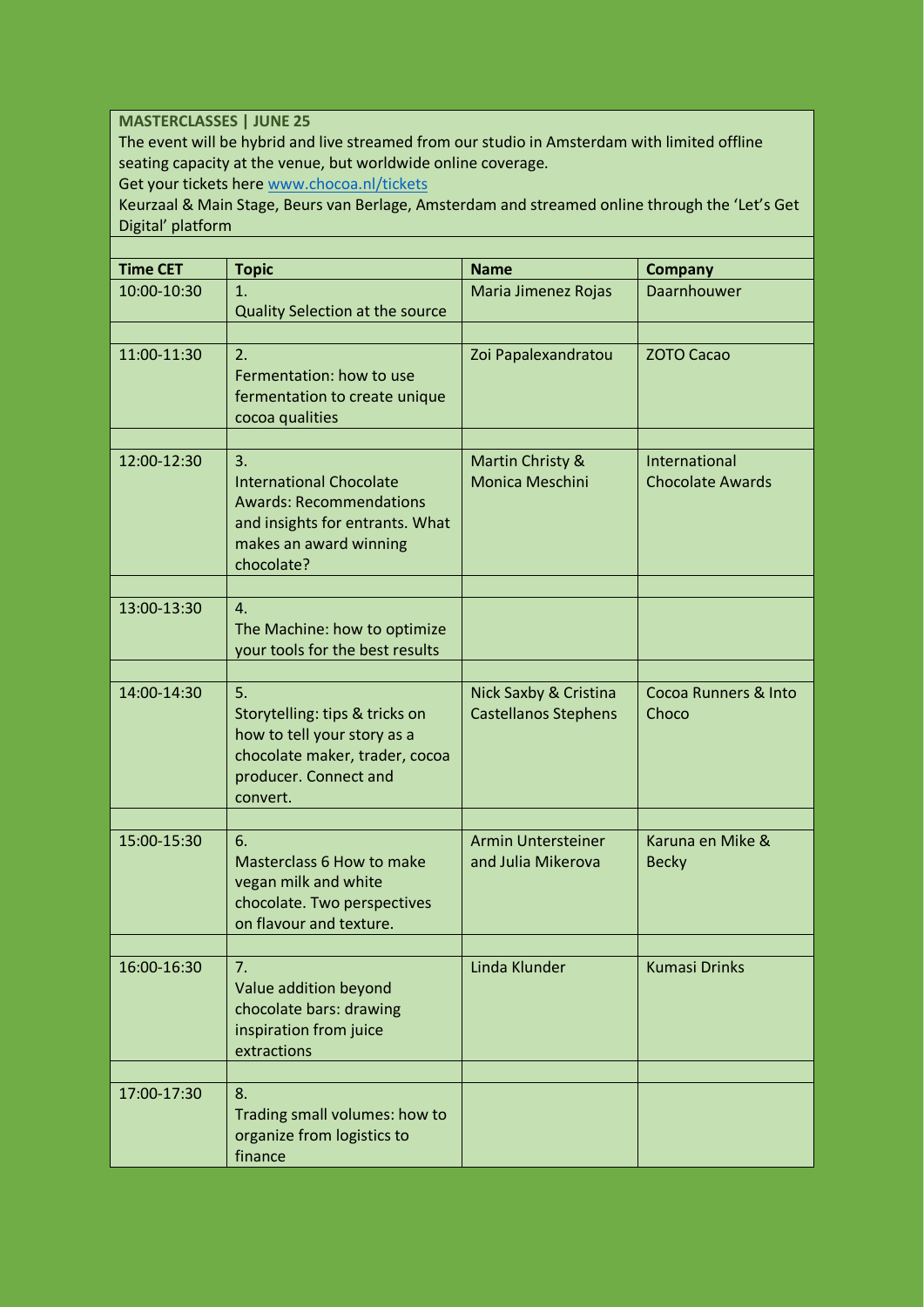**MASTERCLASSES | JUNE 25**

The event will be hybrid and live streamed from our studio in Amsterdam with limited offline seating capacity at the venue, but worldwide online coverage.

Get your tickets here www.chocoa.nl/tickets

Keurzaal & Main Stage, Beurs van Berlage, Amsterdam and streamed online through the 'Let's Get Digital' platform

| Time CET | Topic | Name | Company |
|---|---|---|---|
| 10:00-10:30 | 1.<br>Quality Selection at the source | Maria Jimenez Rojas | Daarnhouwer |
| | | | |
| 11:00-11:30 | 2.<br>Fermentation: how to use fermentation to create unique cocoa qualities | Zoi Papalexandratou | ZOTO Cacao |
| | | | |
| 12:00-12:30 | 3.<br>International Chocolate Awards: Recommendations and insights for entrants. What makes an award winning chocolate? | Martin Christy & Monica Meschini | International Chocolate Awards |
| | | | |
| 13:00-13:30 | 4.<br>The Machine: how to optimize your tools for the best results | | |
| | | | |
| 14:00-14:30 | 5.<br>Storytelling: tips & tricks on how to tell your story as a chocolate maker, trader, cocoa producer. Connect and convert. | Nick Saxby & Cristina Castellanos Stephens | Cocoa Runners & Into Choco |
| | | | |
| 15:00-15:30 | 6.<br>Masterclass 6 How to make vegan milk and white chocolate. Two perspectives on flavour and texture. | Armin Untersteiner and Julia Mikerova | Karuna en Mike & Becky |
| | | | |
| 16:00-16:30 | 7.<br>Value addition beyond chocolate bars: drawing inspiration from juice extractions | Linda Klunder | Kumasi Drinks |
| | | | |
| 17:00-17:30 | 8.<br>Trading small volumes: how to organize from logistics to finance | | |